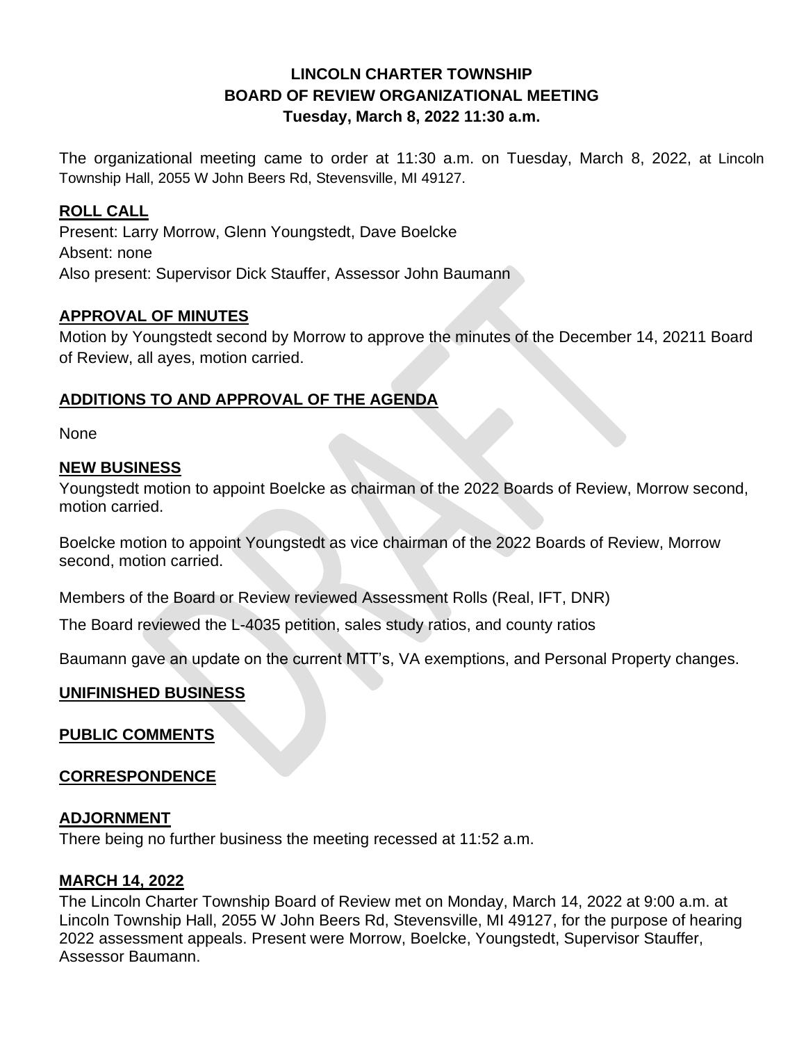# LINCOLN CHARTER TOWNSHIP
## BOARD OF REVIEW ORGANIZATIONAL MEETING
### Tuesday, March 8, 2022 11:30 a.m.

The organizational meeting came to order at 11:30 a.m. on Tuesday, March 8, 2022, at Lincoln Township Hall, 2055 W John Beers Rd, Stevensville, MI 49127.

**ROLL CALL**

Present: Larry Morrow, Glenn Youngstedt, Dave Boelcke
Absent: none
Also present: Supervisor Dick Stauffer, Assessor John Baumann

**APPROVAL OF MINUTES**

Motion by Youngstedt second by Morrow to approve the minutes of the December 14, 20211 Board of Review, all ayes, motion carried.

**ADDITIONS TO AND APPROVAL OF THE AGENDA**

None

**NEW BUSINESS**

Youngstedt motion to appoint Boelcke as chairman of the 2022 Boards of Review, Morrow second, motion carried.

Boelcke motion to appoint Youngstedt as vice chairman of the 2022 Boards of Review, Morrow second, motion carried.

Members of the Board or Review reviewed Assessment Rolls (Real, IFT, DNR)

The Board reviewed the L-4035 petition, sales study ratios, and county ratios

Baumann gave an update on the current MTT's, VA exemptions, and Personal Property changes.

**UNIFINISHED BUSINESS**

**PUBLIC COMMENTS**

**CORRESPONDENCE**

**ADJORNMENT**

There being no further business the meeting recessed at 11:52 a.m.

**MARCH 14, 2022**

The Lincoln Charter Township Board of Review met on Monday, March 14, 2022 at 9:00 a.m. at Lincoln Township Hall, 2055 W John Beers Rd, Stevensville, MI 49127, for the purpose of hearing 2022 assessment appeals. Present were Morrow, Boelcke, Youngstedt, Supervisor Stauffer, Assessor Baumann.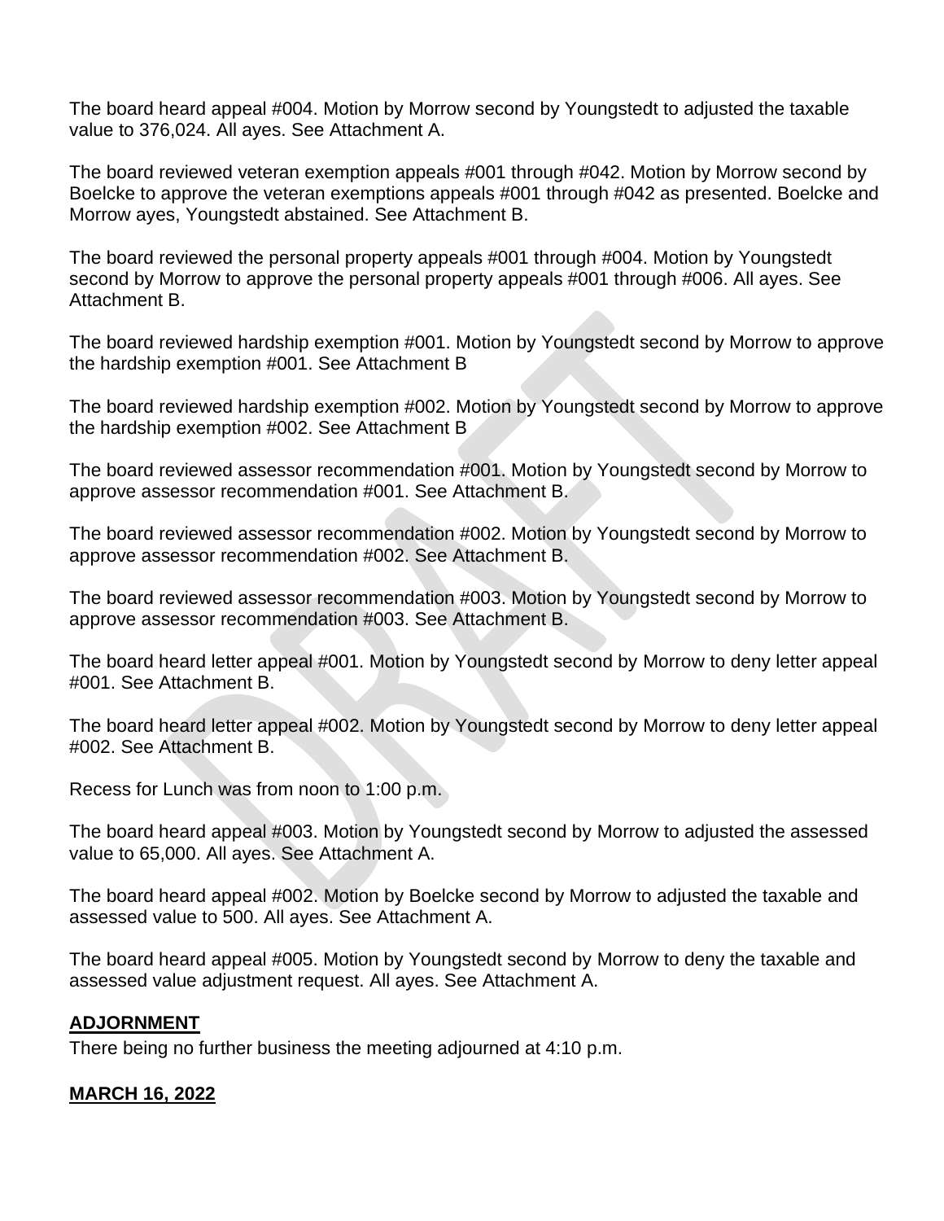The board heard appeal #004. Motion by Morrow second by Youngstedt to adjusted the taxable value to 376,024. All ayes. See Attachment A.

The board reviewed veteran exemption appeals #001 through #042. Motion by Morrow second by Boelcke to approve the veteran exemptions appeals #001 through #042 as presented. Boelcke and Morrow ayes, Youngstedt abstained. See Attachment B.

The board reviewed the personal property appeals #001 through #004. Motion by Youngstedt second by Morrow to approve the personal property appeals #001 through #006. All ayes. See Attachment B.

The board reviewed hardship exemption #001. Motion by Youngstedt second by Morrow to approve the hardship exemption #001. See Attachment B

The board reviewed hardship exemption #002. Motion by Youngstedt second by Morrow to approve the hardship exemption #002. See Attachment B

The board reviewed assessor recommendation #001. Motion by Youngstedt second by Morrow to approve assessor recommendation #001. See Attachment B.

The board reviewed assessor recommendation #002. Motion by Youngstedt second by Morrow to approve assessor recommendation #002. See Attachment B.

The board reviewed assessor recommendation #003. Motion by Youngstedt second by Morrow to approve assessor recommendation #003. See Attachment B.

The board heard letter appeal #001. Motion by Youngstedt second by Morrow to deny letter appeal #001. See Attachment B.

The board heard letter appeal #002. Motion by Youngstedt second by Morrow to deny letter appeal #002. See Attachment B.

Recess for Lunch was from noon to 1:00 p.m.

The board heard appeal #003. Motion by Youngstedt second by Morrow to adjusted the assessed value to 65,000. All ayes. See Attachment A.

The board heard appeal #002. Motion by Boelcke second by Morrow to adjusted the taxable and assessed value to 500. All ayes. See Attachment A.

The board heard appeal #005. Motion by Youngstedt second by Morrow to deny the taxable and assessed value adjustment request. All ayes. See Attachment A.

## ADJORNMENT

There being no further business the meeting adjourned at 4:10 p.m.

## MARCH 16, 2022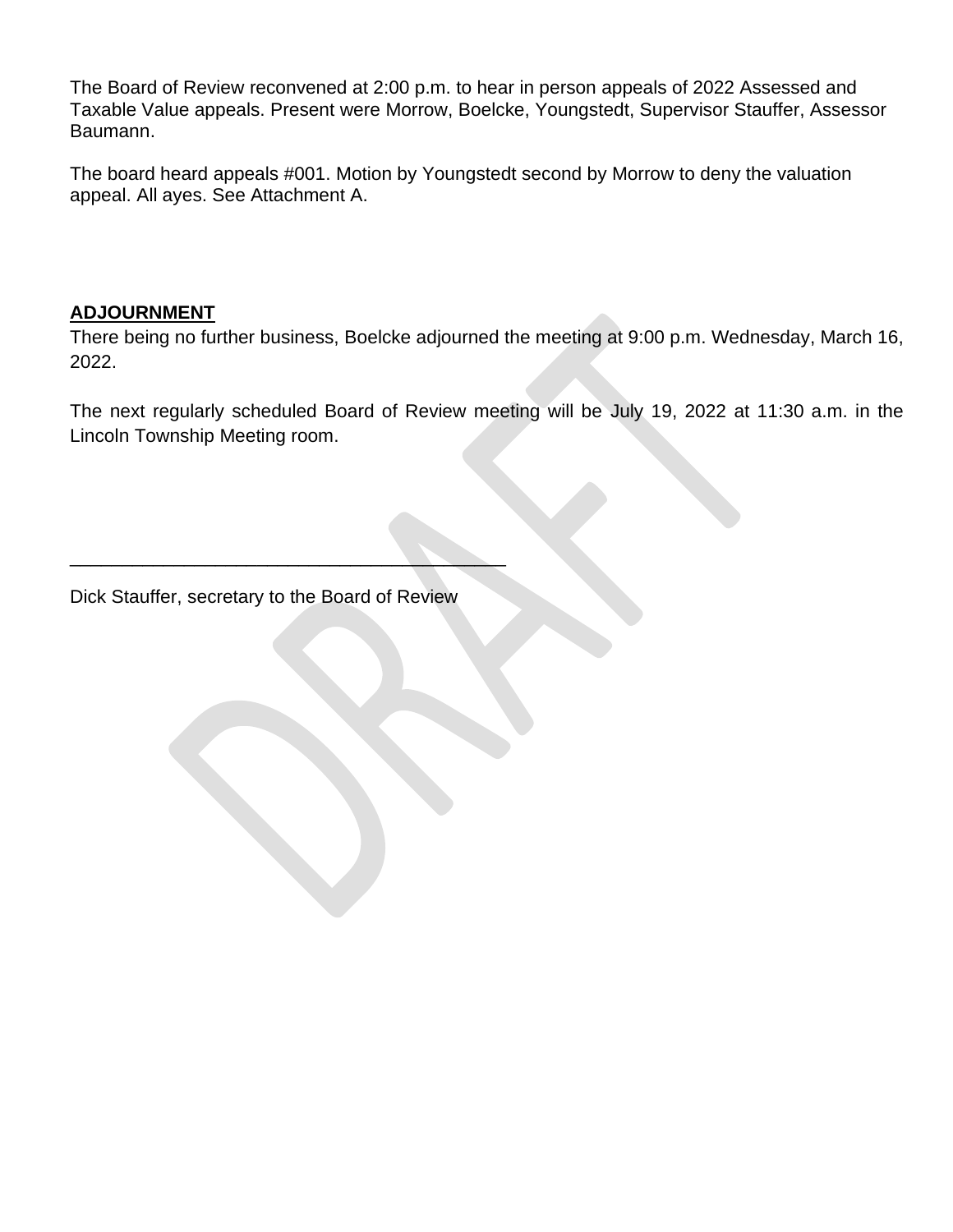The Board of Review reconvened at 2:00 p.m. to hear in person appeals of 2022 Assessed and Taxable Value appeals. Present were Morrow, Boelcke, Youngstedt, Supervisor Stauffer, Assessor Baumann.

The board heard appeals #001. Motion by Youngstedt second by Morrow to deny the valuation appeal. All ayes. See Attachment A.

**ADJOURNMENT**

There being no further business, Boelcke adjourned the meeting at 9:00 p.m. Wednesday, March 16, 2022.

The next regularly scheduled Board of Review meeting will be July 19, 2022 at 11:30 a.m. in the Lincoln Township Meeting room.

\_\_\_\_\_\_\_\_\_\_\_\_\_\_\_\_\_\_\_\_\_\_\_\_\_\_\_\_\_\_\_\_\_\_\_\_\_\_\_\_\_\_

Dick Stauffer, secretary to the Board of Review